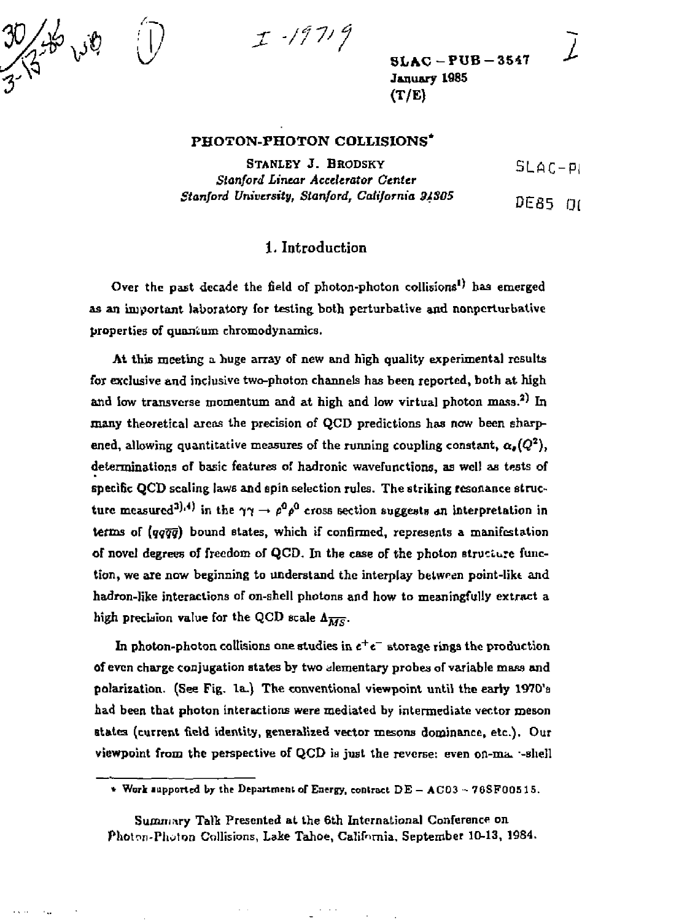SLAC – PUB – 3547
January 1985
(T/E)

# PHOTON-PHOTON COLLISIONS*

STANLEY J. BRODSKY
*Stanford Linear Accelerator Center*
*Stanford University, Stanford, California 94305*

## 1. Introduction

Over the past decade the field of photon-photon collisions[1] has emerged as an important laboratory for testing both perturbative and nonperturbative properties of quantum chromodynamics.

At this meeting a huge array of new and high quality experimental results for exclusive and inclusive two-photon channels has been reported, both at high and low transverse momentum and at high and low virtual photon mass.[2] In many theoretical areas the precision of QCD predictions has now been sharpened, allowing quantitative measures of the running coupling constant, $\alpha_s(Q^2)$, determinations of basic features of hadronic wavefunctions, as well as tests of specific QCD scaling laws and spin selection rules. The striking resonance structure measured[3),4)] in the $\gamma\gamma \to \rho^0\rho^0$ cross section suggests an interpretation in terms of $(qq\overline{q}\overline{q})$ bound states, which if confirmed, represents a manifestation of novel degrees of freedom of QCD. In the case of the photon structure function, we are now beginning to understand the interplay between point-like and hadron-like interactions of on-shell photons and how to meaningfully extract a high precision value for the QCD scale $\Lambda_{\overline{MS}}$.

In photon-photon collisions one studies in $e^+e^-$ storage rings the production of even charge conjugation states by two elementary probes of variable mass and polarization. (See Fig. 1a.) The conventional viewpoint until the early 1970's had been that photon interactions were mediated by intermediate vector meson states (current field identity, generalized vector mesons dominance, etc.). Our viewpoint from the perspective of QCD is just the reverse: even on-mass-shell

---

\* Work supported by the Department of Energy, contract DE – AC03 – 76SF00515.

Summary Talk Presented at the 6th International Conference on Photon-Photon Collisions, Lake Tahoe, California, September 10-13, 1984.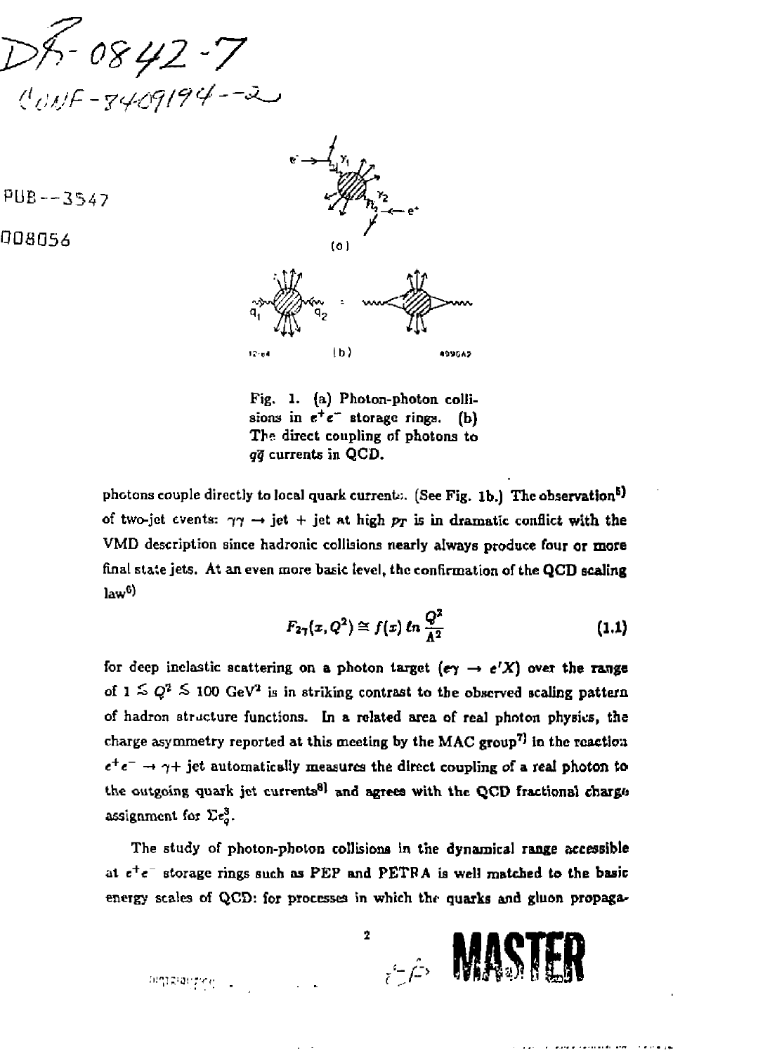DE-0842-7

CONF-8409194--2

PUB--3547

008056

Fig. 1. (a) Photon-photon collisions in $e^+e^-$ storage rings. (b) The direct coupling of photons to $q\bar{q}$ currents in QCD.

photons couple directly to local quark currents. (See Fig. 1b.) The observation[5] of two-jet events: $\gamma\gamma \to$ jet + jet at high $p_T$ is in dramatic conflict with the VMD description since hadronic collisions nearly always produce four or more final state jets. At an even more basic level, the confirmation of the QCD scaling law[6]

$$F_{2\gamma}(x, Q^2) \cong f(x)\, \ell n \frac{Q^2}{\Lambda^2} \tag{1.1}$$

for deep inelastic scattering on a photon target ($e\gamma \to e'X$) over the range of $1 \lesssim Q^2 \lesssim 100$ GeV$^2$ is in striking contrast to the observed scaling pattern of hadron structure functions. In a related area of real photon physics, the charge asymmetry reported at this meeting by the MAC group[7] in the reaction $e^+e^- \to \gamma +$ jet automatically measures the direct coupling of a real photon to the outgoing quark jet currents[8] and agrees with the QCD fractional charge assignment for $\Sigma e_q^3$.

The study of photon-photon collisions in the dynamical range accessible at $e^+e^-$ storage rings such as PEP and PETRA is well matched to the basic energy scales of QCD: for processes in which the quarks and gluon propaga-

MASTER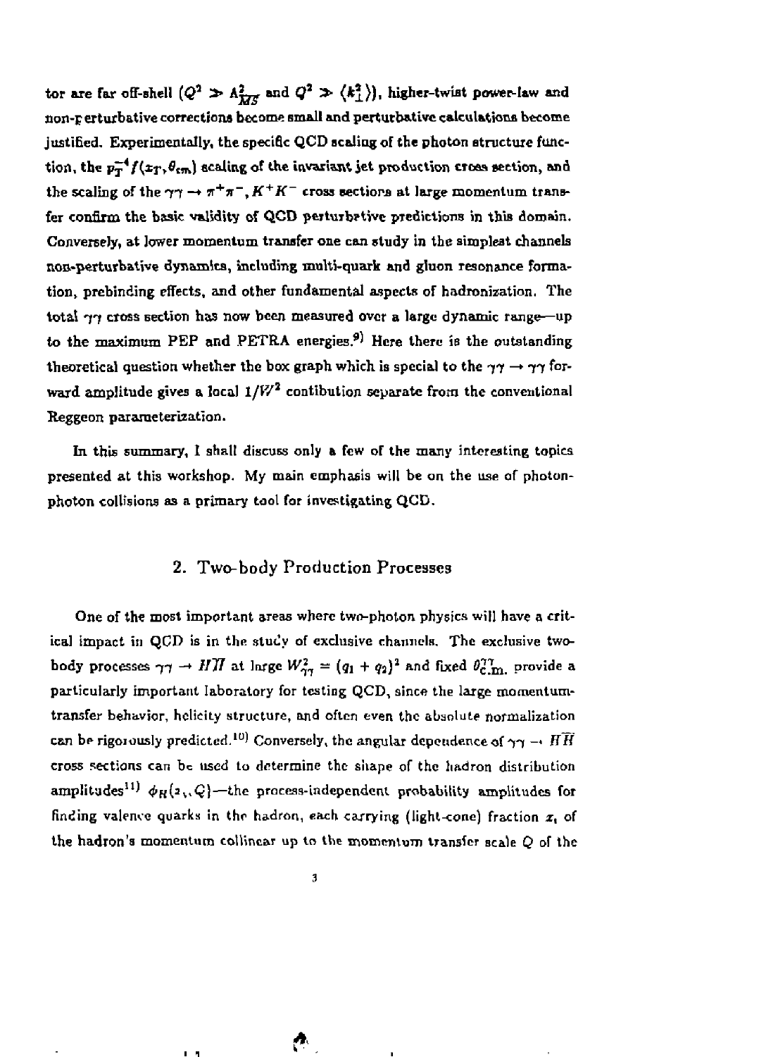tor are far off-shell ($Q^2 \gg \Lambda^2_{\overline{MS}}$ and $Q^2 \gg \langle k_\perp^2 \rangle$), higher-twist power-law and non-perturbative corrections become small and perturbative calculations become justified. Experimentally, the specific QCD scaling of the photon structure function, the $p_T^{-4} f(x_T, \theta_{cm})$ scaling of the invariant jet production cross section, and the scaling of the $\gamma\gamma \to \pi^+\pi^-, K^+K^-$ cross sections at large momentum transfer confirm the basic validity of QCD perturbative predictions in this domain. Conversely, at lower momentum transfer one can study in the simplest channels non-perturbative dynamics, including multi-quark and gluon resonance formation, prebinding effects, and other fundamental aspects of hadronization. The total $\gamma\gamma$ cross section has now been measured over a large dynamic range—up to the maximum PEP and PETRA energies.[9] Here there is the outstanding theoretical question whether the box graph which is special to the $\gamma\gamma \to \gamma\gamma$ forward amplitude gives a local $1/W^2$ contibution separate from the conventional Reggeon parameterization.

In this summary, I shall discuss only a few of the many interesting topics presented at this workshop. My main emphasis will be on the use of photon-photon collisions as a primary tool for investigating QCD.

## 2. Two-body Production Processes

One of the most important areas where two-photon physics will have a critical impact in QCD is in the study of exclusive channels. The exclusive two-body processes $\gamma\gamma \to H\overline{H}$ at large $W^2_{\gamma\gamma} = (q_1 + q_2)^2$ and fixed $\theta^{\gamma\gamma}_{c.m.}$ provide a particularly important laboratory for testing QCD, since the large momentum-transfer behavior, helicity structure, and often even the absolute normalization can be rigorously predicted.[10] Conversely, the angular dependence of $\gamma\gamma \to H\overline{H}$ cross sections can be used to determine the shape of the hadron distribution amplitudes[11] $\phi_H(x_i, Q)$—the process-independent probability amplitudes for finding valence quarks in the hadron, each carrying (light-cone) fraction $x_i$ of the hadron's momentum collinear up to the momentum transfer scale $Q$ of the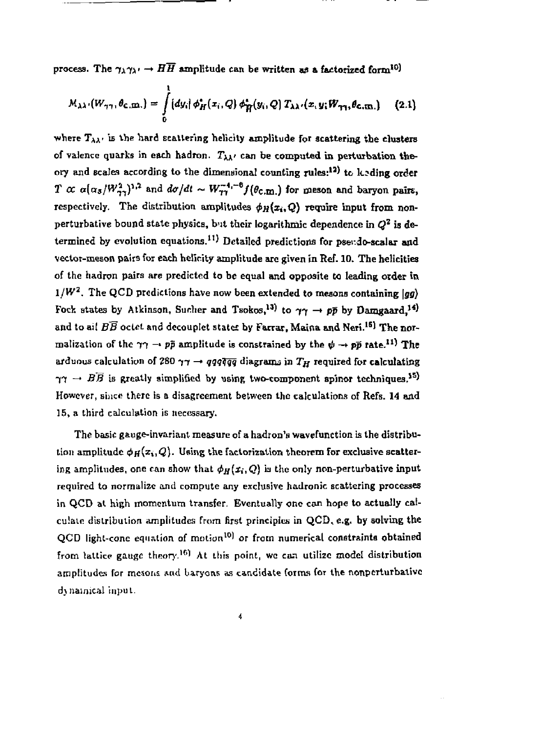process. The $\gamma_\lambda \gamma_{\lambda'} \rightarrow H\overline{H}$ amplitude can be written as a factorized form[10]

$$\mathcal{M}_{\lambda\lambda'}(W_{\gamma\gamma}, \theta_{\text{c.m.}}) = \int_0^1 [dy_i]\, \phi_H^*(x_i, Q)\, \phi_{\overline{H}}^*(y_i, Q)\, T_{\lambda\lambda'}(x, y; W_{\gamma\gamma}, \theta_{\text{c.m.}}) \qquad (2.1)$$

where $T_{\lambda\lambda'}$ is the hard scattering helicity amplitude for scattering the clusters of valence quarks in each hadron. $T_{\lambda\lambda'}$ can be computed in perturbation theory and scales according to the dimensional counting rules:[12] to leading order $T \propto \alpha(\alpha_s/W_{\gamma\gamma}^2)^{1,2}$ and $d\sigma/dt \sim W_{\gamma\gamma}^{-4,-6} f(\theta_{\text{c.m.}})$ for meson and baryon pairs, respectively. The distribution amplitudes $\phi_H(x_i, Q)$ require input from non-perturbative bound state physics, but their logarithmic dependence in $Q^2$ is determined by evolution equations.[11] Detailed predictions for pseudo-scalar and vector-meson pairs for each helicity amplitude are given in Ref. 10. The helicities of the hadron pairs are predicted to be equal and opposite to leading order in $1/W^2$. The QCD predictions have now been extended to mesons containing $|gg\rangle$ Fock states by Atkinson, Sucher and Tsokos,[13] to $\gamma\gamma \rightarrow p\bar{p}$ by Damgaard,[14] and to all $B\overline{B}$ octet and decouplet states by Farrar, Maina and Neri.[15] The normalization of the $\gamma\gamma \rightarrow p\bar{p}$ amplitude is constrained by the $\psi \rightarrow p\bar{p}$ rate.[11] The arduous calculation of 280 $\gamma\gamma \rightarrow qqq\overline{qqq}$ diagrams in $T_H$ required for calculating $\gamma\gamma \rightarrow B\overline{B}$ is greatly simplified by using two-component spinor techniques.[15] However, since there is a disagreement between the calculations of Refs. 14 and 15, a third calculation is necessary.

The basic gauge-invariant measure of a hadron's wavefunction is the distribution amplitude $\phi_H(x_i, Q)$. Using the factorization theorem for exclusive scattering amplitudes, one can show that $\phi_H(x_i, Q)$ is the only non-perturbative input required to normalize and compute any exclusive hadronic scattering processes in QCD at high momentum transfer. Eventually one can hope to actually calculate distribution amplitudes from first principles in QCD, e.g. by solving the QCD light-cone equation of motion[10] or from numerical constraints obtained from lattice gauge theory.[16] At this point, we can utilize model distribution amplitudes for mesons and baryons as candidate forms for the nonperturbative dynamical input.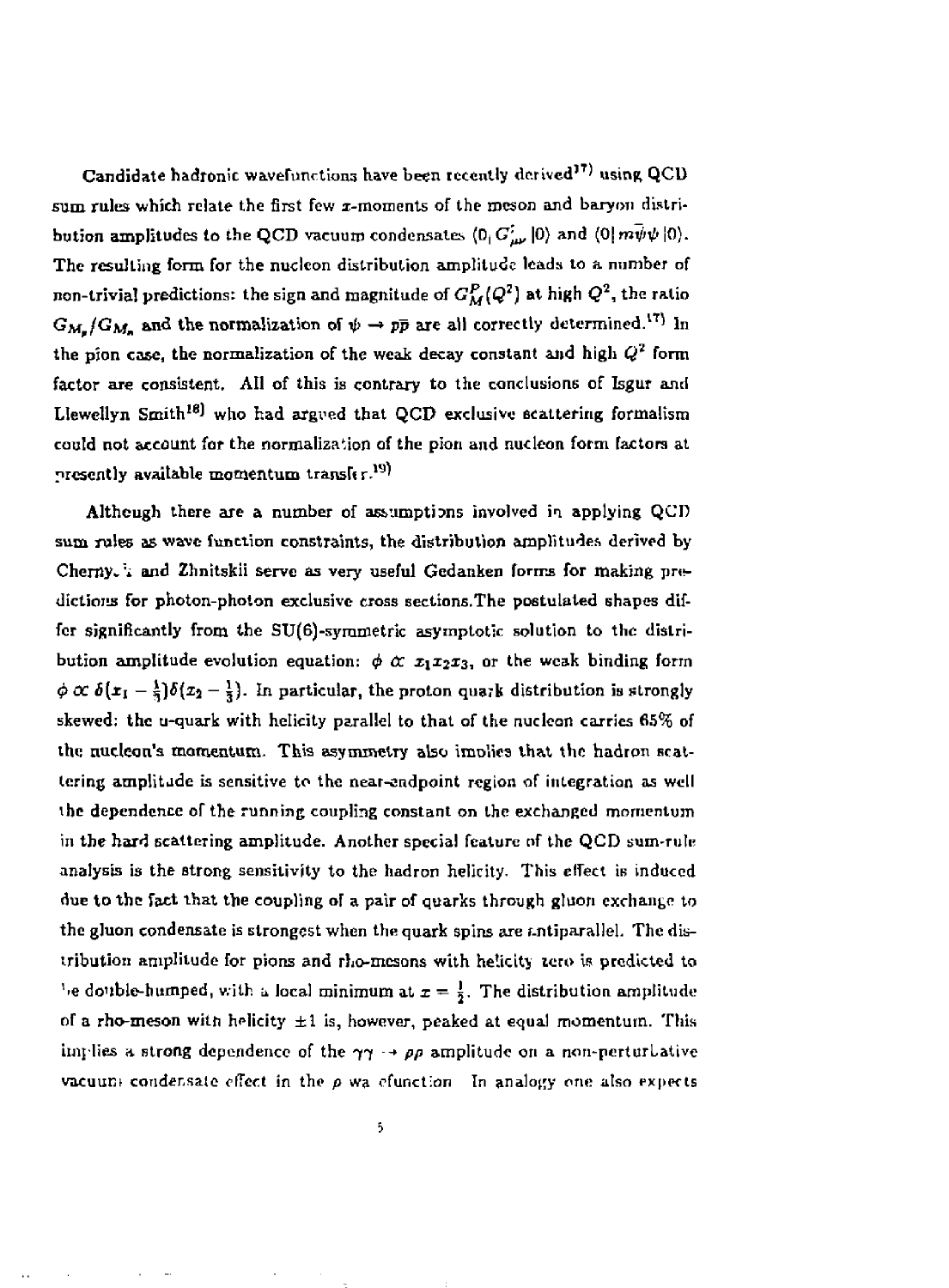Candidate hadronic wavefunctions have been recently derived[17] using QCD sum rules which relate the first few $x$-moments of the meson and baryon distribution amplitudes to the QCD vacuum condensates $\langle 0|G^2_{\mu\nu}|0\rangle$ and $\langle 0|m\bar{\psi}\psi|0\rangle$. The resulting form for the nucleon distribution amplitude leads to a number of non-trivial predictions: the sign and magnitude of $G_M^P(Q^2)$ at high $Q^2$, the ratio $G_{M_p}/G_{M_n}$ and the normalization of $\psi \to p\bar{p}$ are all correctly determined.[17] In the pion case, the normalization of the weak decay constant and high $Q^2$ form factor are consistent. All of this is contrary to the conclusions of Isgur and Llewellyn Smith[18] who had argued that QCD exclusive scattering formalism could not account for the normalization of the pion and nucleon form factors at presently available momentum transfer.[19]

Although there are a number of assumptions involved in applying QCD sum rules as wave function constraints, the distribution amplitudes derived by Chernyak and Zhnitskii serve as very useful Gedanken forms for making predictions for photon-photon exclusive cross sections.The postulated shapes differ significantly from the SU(6)-symmetric asymptotic solution to the distribution amplitude evolution equation: $\phi \propto x_1x_2x_3$, or the weak binding form $\phi \propto \delta(x_1 - \frac{1}{3})\delta(x_2 - \frac{1}{3})$. In particular, the proton quark distribution is strongly skewed: the u-quark with helicity parallel to that of the nucleon carries 65% of the nucleon's momentum. This asymmetry also implies that the hadron scattering amplitude is sensitive to the near-endpoint region of integration as well the dependence of the running coupling constant on the exchanged momentum in the hard scattering amplitude. Another special feature of the QCD sum-rule analysis is the strong sensitivity to the hadron helicity. This effect is induced due to the fact that the coupling of a pair of quarks through gluon exchange to the gluon condensate is strongest when the quark spins are antiparallel. The distribution amplitude for pions and rho-mesons with helicity zero is predicted to be double-humped, with a local minimum at $x = \frac{1}{2}$. The distribution amplitude of a rho-meson with helicity $\pm 1$ is, however, peaked at equal momentum. This implies a strong dependence of the $\gamma\gamma \to \rho\rho$ amplitude on a non-perturbative vacuum condensate effect in the $\rho$ wavefunction. In analogy one also expects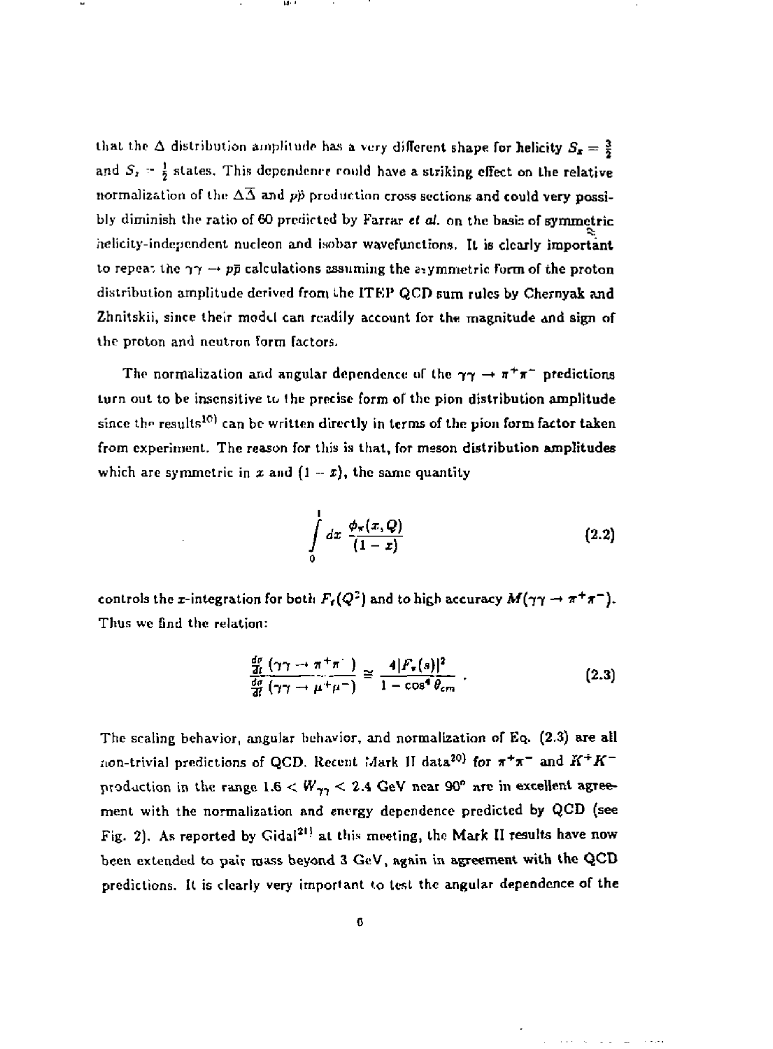that the Δ distribution amplitude has a very different shape for helicity $S_z = \frac{3}{2}$ and $S_z = \frac{1}{2}$ states. This dependence could have a striking effect on the relative normalization of the $\Delta\bar{\Delta}$ and $p\bar{p}$ production cross sections and could very possibly diminish the ratio of 60 predicted by Farrar *et al.* on the basis of symmetric helicity-independent nucleon and isobar wavefunctions. It is clearly important to repeat the $\gamma\gamma \to p\bar{p}$ calculations assuming the asymmetric form of the proton distribution amplitude derived from the ITEP QCD sum rules by Chernyak and Zhnitskii, since their model can readily account for the magnitude and sign of the proton and neutron form factors.

The normalization and angular dependence of the $\gamma\gamma \to \pi^+\pi^-$ predictions turn out to be insensitive to the precise form of the pion distribution amplitude since the results[10] can be written directly in terms of the pion form factor taken from experiment. The reason for this is that, for meson distribution amplitudes which are symmetric in $x$ and $(1-x)$, the same quantity

$$\int_0^1 dx \, \frac{\phi_\pi(x,Q)}{(1-x)} \tag{2.2}$$

controls the $x$-integration for both $F_\pi(Q^2)$ and to high accuracy $M(\gamma\gamma \to \pi^+\pi^-)$. Thus we find the relation:

$$\frac{\frac{d\sigma}{dt}(\gamma\gamma \to \pi^+\pi^-)}{\frac{d\sigma}{dt}(\gamma\gamma \to \mu^+\mu^-)} \cong \frac{4|F_\pi(s)|^2}{1-\cos^4\theta_{cm}} \ . \tag{2.3}$$

The scaling behavior, angular behavior, and normalization of Eq. (2.3) are all non-trivial predictions of QCD. Recent Mark II data[20] for $\pi^+\pi^-$ and $K^+K^-$ production in the range $1.6 < W_{\gamma\gamma} < 2.4$ GeV near 90° are in excellent agreement with the normalization and energy dependence predicted by QCD (see Fig. 2). As reported by Gidal[21] at this meeting, the Mark II results have now been extended to pair mass beyond 3 GeV, again in agreement with the QCD predictions. It is clearly very important to test the angular dependence of the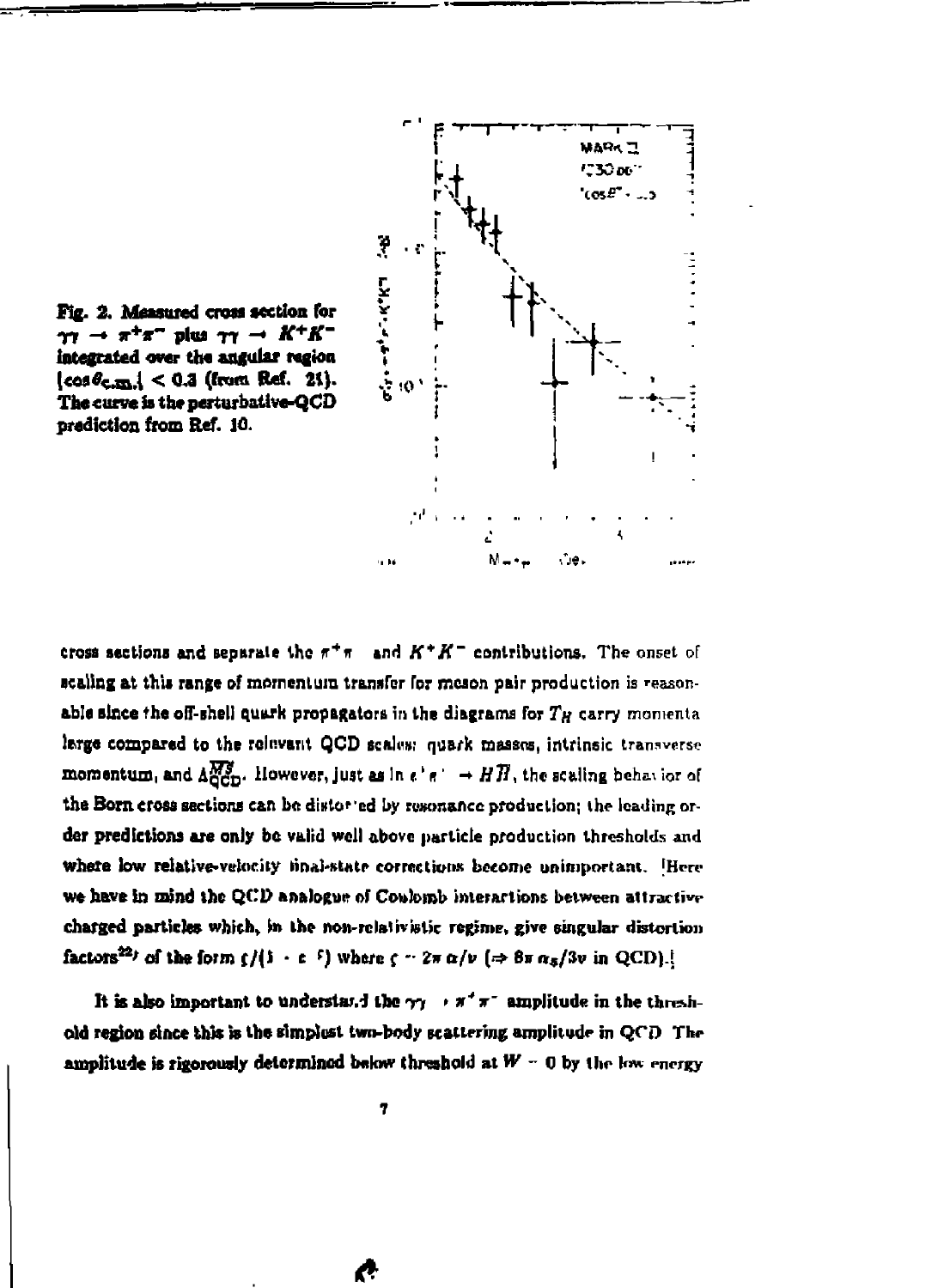Fig. 2. Measured cross section for $\gamma\gamma \to \pi^+\pi^-$ plus $\gamma\gamma \to K^+K^-$ integrated over the angular region $|\cos\theta_{c.m.}| < 0.3$ (from Ref. 21). The curve is the perturbative-QCD prediction from Ref. 10.

cross sections and separate the $\pi^+\pi^-$ and $K^+K^-$ contributions. The onset of scaling at this range of momentum transfer for meson pair production is reasonable since the off-shell quark propagators in the diagrams for $T_H$ carry momenta large compared to the relevant QCD scales: quark masses, intrinsic transverse momentum, and $\Lambda_{QCD}^{\overline{MS}}$. However, just as in $e^+e^- \to H\overline{H}$, the scaling behavior of the Born cross sections can be distorted by resonance production; the leading order predictions are only be valid well above particle production thresholds and where low relative-velocity final-state corrections become unimportant. [Here we have in mind the QCD analogue of Coulomb interactions between attractive charged particles which, in the non-relativistic regime, give singular distortion factors[22] of the form $\zeta/(1 - e^{-\zeta})$ where $\zeta = 2\pi\alpha/v$ ($\Rightarrow 8\pi\alpha_S/3v$ in QCD).]

It is also important to understand the $\gamma\gamma \to \pi^+\pi^-$ amplitude in the threshold region since this is the simplest two-body scattering amplitude in QCD. The amplitude is rigorously determined below threshold at $W \to 0$ by the low energy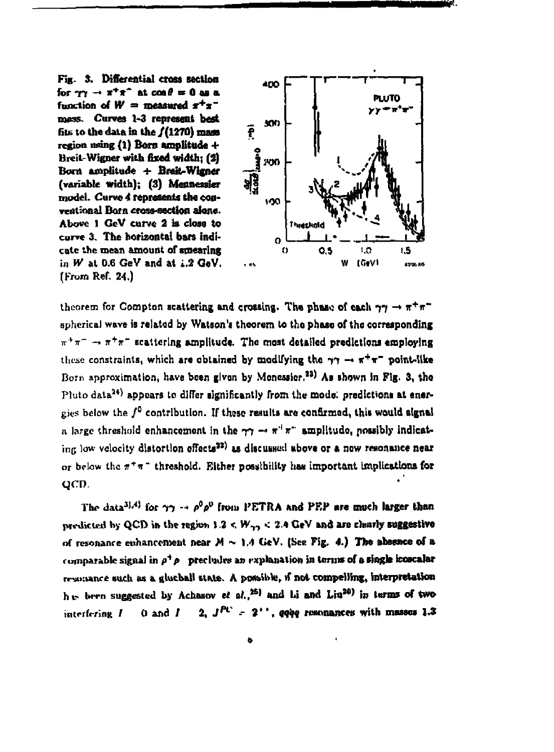Fig. 3. Differential cross section for $\gamma\gamma \to \pi^+\pi^-$ at $\cos\theta = 0$ as a function of $W$ = measured $\pi^+\pi^-$ mass. Curves 1-3 represent best fits to the data in the $f(1270)$ mass region using (1) Born amplitude + Breit-Wigner with fixed width; (2) Born amplitude + Breit-Wigner (variable width); (3) Mennessier model. Curve 4 represents the conventional Born cross-section alone. Above 1 GeV curve 2 is close to curve 3. The horizontal bars indicate the mean amount of smearing in $W$ at 0.6 GeV and at 1.2 GeV. (From Ref. 24.)

theorem for Compton scattering and crossing. The phase of each $\gamma\gamma \to \pi^+\pi^-$ spherical wave is related by Watson's theorem to the phase of the corresponding $\pi^+\pi^- \to \pi^+\pi^-$ scattering amplitude. The most detailed predictions employing these constraints, which are obtained by modifying the $\gamma\gamma \to \pi^+\pi^-$ point-like Born approximation, have been given by Menessier.[23] As shown in Fig. 3, the Pluto data[24] appears to differ significantly from the model predictions at energies below the $f^0$ contribution. If these results are confirmed, this would signal a large threshold enhancement in the $\gamma\gamma \to \pi^+\pi^-$ amplitude, possibly indicating low velocity distortion effects[22] as discussed above or a new resonance near or below the $\pi^+\pi^-$ threshold. Either possibility has important implications for QCD.

The data[3],[4] for $\gamma\gamma \to \rho^0\rho^0$ from PETRA and PEP are much larger than predicted by QCD in the region $1.2 < W_{\gamma\gamma} < 2.4$ GeV and are clearly suggestive of resonance enhancement near $M \sim 1.4$ GeV. (See Fig. 4.) The absence of a comparable signal in $\rho^+\rho^-$ precludes an explanation in terms of a single isoscalar resonance such as a glueball state. A possible, if not compelling, interpretation has been suggested by Achasov *et al.*,[25] and Li and Liu[20] in terms of two interfering $I = 0$ and $I = 2$, $J^{PC} = 2^{++}$, $qq\bar{q}\bar{q}$ resonances with masses 1.3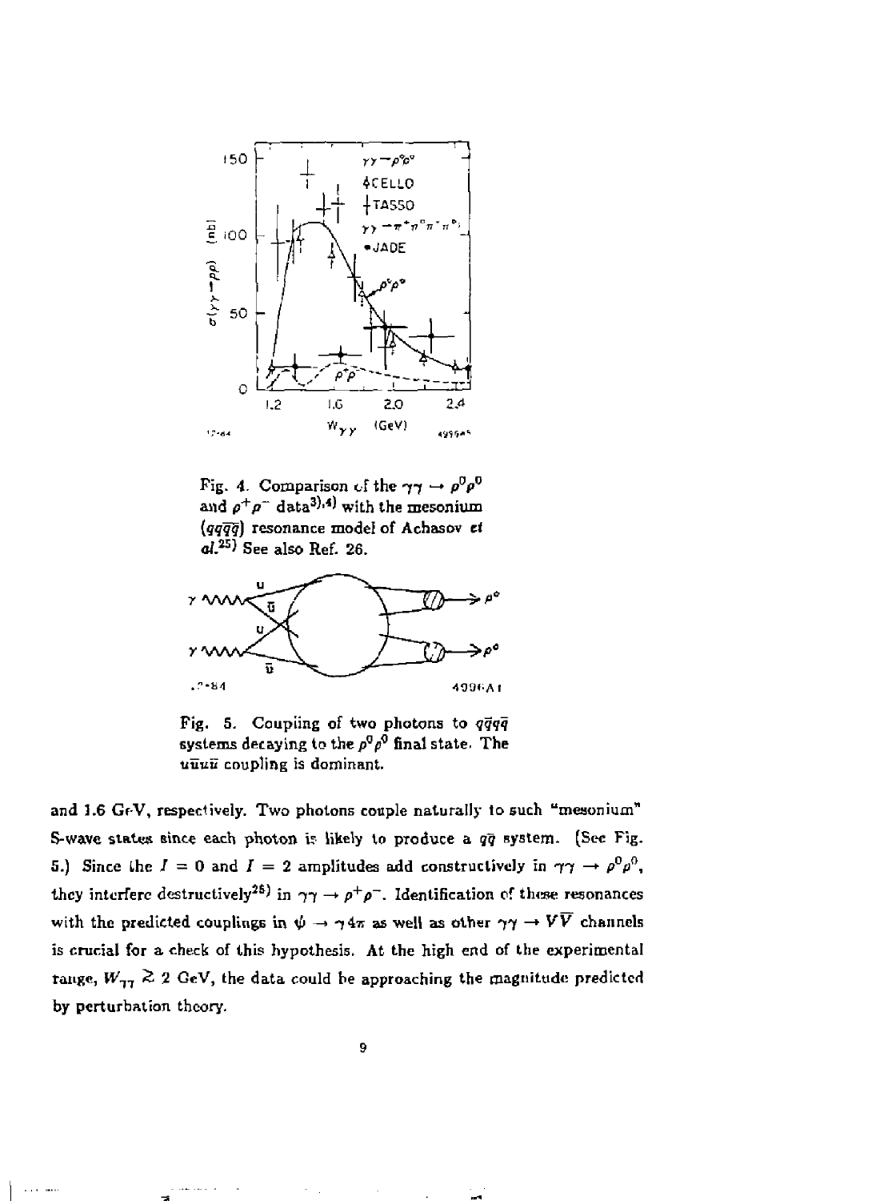Fig. 4. Comparison of the $\gamma\gamma \to \rho^0\rho^0$ and $\rho^+\rho^-$ data[3),4)] with the mesonium $(qq\bar{q}\bar{q})$ resonance model of Achasov *et al.*[25)] See also Ref. 26.

Fig. 5. Coupling of two photons to $q\bar{q}q\bar{q}$ systems decaying to the $\rho^0\rho^0$ final state. The $u\bar{u}u\bar{u}$ coupling is dominant.

and 1.6 GeV, respectively. Two photons couple naturally to such "mesonium" S-wave states since each photon is likely to produce a $q\bar{q}$ system. (See Fig. 5.) Since the $I = 0$ and $I = 2$ amplitudes add constructively in $\gamma\gamma \to \rho^0\rho^0$, they interfere destructively[26)] in $\gamma\gamma \to \rho^+\rho^-$. Identification of these resonances with the predicted couplings in $\psi \to \gamma 4\pi$ as well as other $\gamma\gamma \to V\overline{V}$ channels is crucial for a check of this hypothesis. At the high end of the experimental range, $W_{\gamma\gamma} \gtrsim 2$ GeV, the data could be approaching the magnitude predicted by perturbation theory.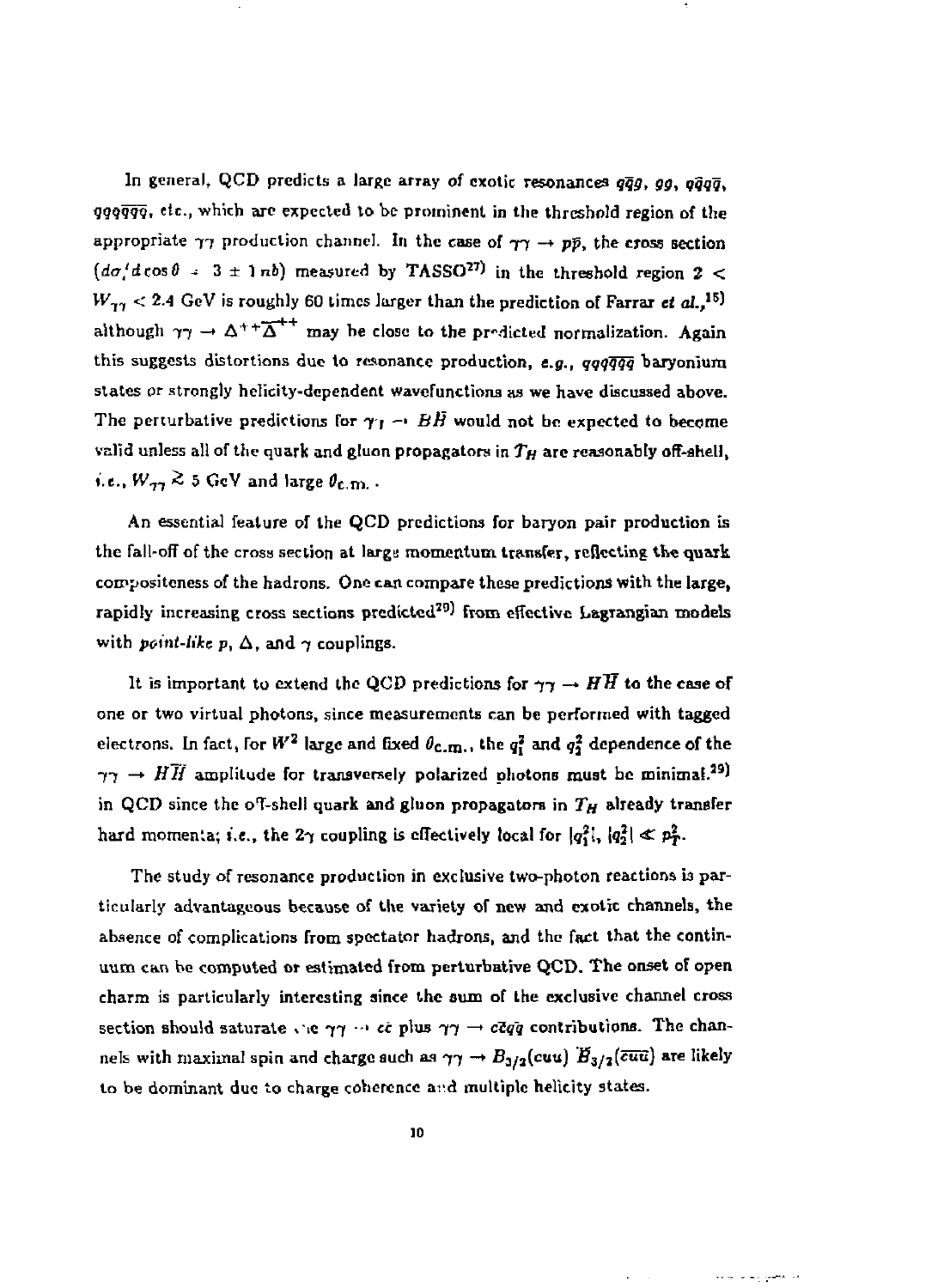In general, QCD predicts a large array of exotic resonances $q\bar{q}g$, $gg$, $qq\bar{q}\bar{q}$, $qqq\overline{qqq}$, etc., which are expected to be prominent in the threshold region of the appropriate $\gamma\gamma$ production channel. In the case of $\gamma\gamma \to p\bar{p}$, the cross section ($d\sigma/d\cos\theta \doteq 3 \pm 1\, nb$) measured by TASSO[27] in the threshold region $2 < W_{\gamma\gamma} < 2.4$ GeV is roughly 60 times larger than the prediction of Farrar *et al.*,[15] although $\gamma\gamma \to \Delta^{++}\overline{\Delta}^{++}$ may be close to the predicted normalization. Again this suggests distortions due to resonance production, *e.g.*, $qqq\overline{qqq}$ baryonium states or strongly helicity-dependent wavefunctions as we have discussed above. The perturbative predictions for $\gamma\gamma \to B\bar{B}$ would not be expected to become valid unless all of the quark and gluon propagators in $T_H$ are reasonably off-shell, *i.e.*, $W_{\gamma\gamma} \gtrsim 5$ GeV and large $\theta_{\rm c.m.}$.

An essential feature of the QCD predictions for baryon pair production is the fall-off of the cross section at large momentum transfer, reflecting the quark compositeness of the hadrons. One can compare these predictions with the large, rapidly increasing cross sections predicted[29] from effective Lagrangian models with *point-like* $p$, $\Delta$, and $\gamma$ couplings.

It is important to extend the QCD predictions for $\gamma\gamma \to H\overline{H}$ to the case of one or two virtual photons, since measurements can be performed with tagged electrons. In fact, for $W^2$ large and fixed $\theta_{\rm c.m.}$, the $q_1^2$ and $q_2^2$ dependence of the $\gamma\gamma \to H\overline{H}$ amplitude for transversely polarized photons must be minimal.[29] in QCD since the off-shell quark and gluon propagators in $T_H$ already transfer hard momenta; *i.e.*, the $2\gamma$ coupling is effectively local for $|q_1^2|, |q_2^2| \ll p_T^2$.

The study of resonance production in exclusive two-photon reactions is particularly advantageous because of the variety of new and exotic channels, the absence of complications from spectator hadrons, and the fact that the continuum can be computed or estimated from perturbative QCD. The onset of open charm is particularly interesting since the sum of the exclusive channel cross section should saturate the $\gamma\gamma \to c\bar{c}$ plus $\gamma\gamma \to c\bar{c}q\bar{q}$ contributions. The channels with maximal spin and charge such as $\gamma\gamma \to B_{3/2}(cuu)\, \overline{B}_{3/2}(\overline{cuu})$ are likely to be dominant due to charge coherence and multiple helicity states.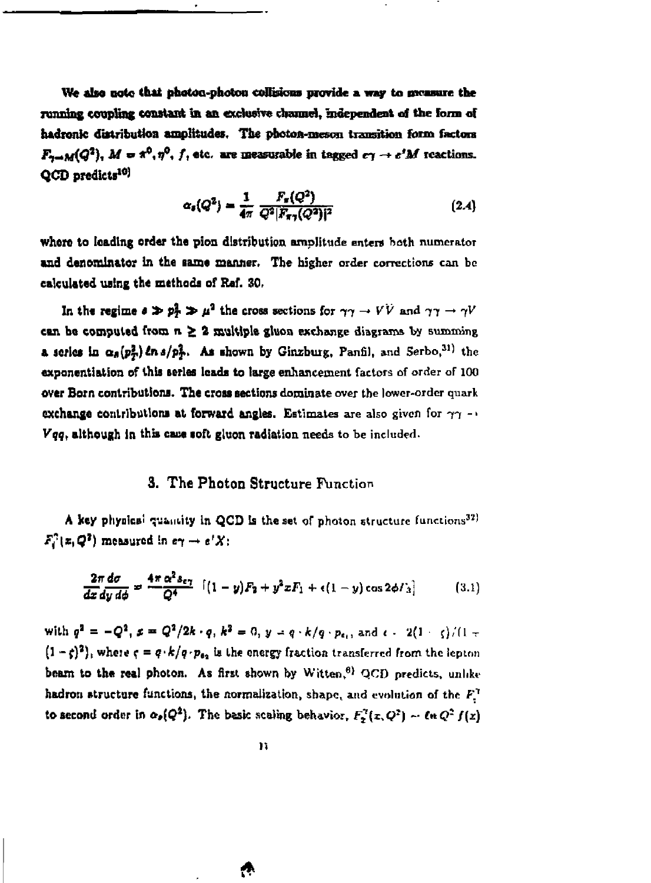We also note that photon-photon collisions provide a way to measure the running coupling constant in an exclusive channel, independent of the form of hadronic distribution amplitudes. The photon-meson transition form factors $F_{\gamma \to M}(Q^2)$, $M = \pi^0, \eta^0, f$, etc. are measurable in tagged $e\gamma \to e'M$ reactions. QCD predicts[10]

$$\alpha_s(Q^2) = \frac{1}{4\pi} \frac{F_\pi(Q^2)}{Q^2 |F_{\pi\gamma}(Q^2)|^2} \tag{2.4}$$

where to leading order the pion distribution amplitude enters both numerator and denominator in the same manner. The higher order corrections can be calculated using the methods of Ref. 30.

In the regime $s \gg p_T^2 \gg \mu^2$ the cross sections for $\gamma\gamma \to VV$ and $\gamma\gamma \to \gamma V$ can be computed from $n \geq 2$ multiple gluon exchange diagrams by summing a series in $\alpha_s(p_T^2) \ln s/p_T^2$. As shown by Ginzburg, Panfil, and Serbo,[31] the exponentiation of this series leads to large enhancement factors of order of 100 over Born contributions. The cross sections dominate over the lower-order quark exchange contributions at forward angles. Estimates are also given for $\gamma\gamma \to Vqq$, although in this case soft gluon radiation needs to be included.

## 3. The Photon Structure Function

A key physical quantity in QCD is the set of photon structure functions[32] $F_i^\gamma(x, Q^2)$ measured in $e\gamma \to e'X$:

$$\frac{2\pi \, d\sigma}{dx \, dy \, d\phi} = \frac{4\pi \alpha^2 s_{e\gamma}}{Q^4} \left[ (1-y) F_2 + y^2 x F_1 + \epsilon(1-y) \cos 2\phi / 2 \right] \tag{3.1}$$

with $q^2 = -Q^2$, $x = Q^2/2k \cdot q$, $k^2 = 0$, $y = q \cdot k / q \cdot p_{e_1}$, and $\epsilon = 2(1-\varsigma)/(1+(1-\varsigma)^2)$, where $\varsigma = q \cdot k / q \cdot p_{e_2}$ is the energy fraction transferred from the lepton beam to the real photon. As first shown by Witten,[6] QCD predicts, unlike hadron structure functions, the normalization, shape, and evolution of the $F_i^\gamma$ to second order in $\alpha_s(Q^2)$. The basic scaling behavior, $F_2^\gamma(x, Q^2) \sim \ln Q^2 f(x)$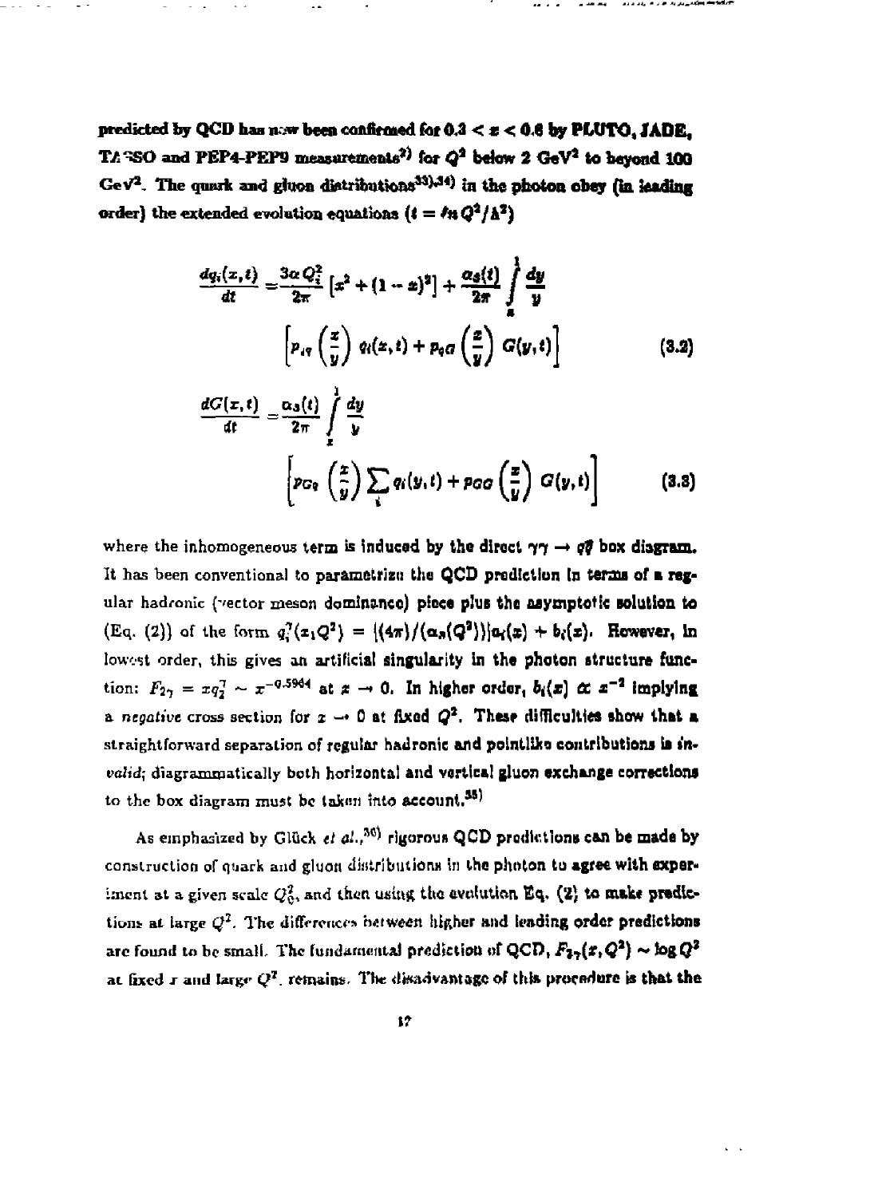predicted by QCD has now been confirmed for $0.3 < x < 0.8$ by PLUTO, JADE, TASSO and PEP4-PEP9 measurements[2] for $Q^2$ below 2 GeV$^2$ to beyond 100 GeV$^2$. The quark and gluon distributions[33),34] in the photon obey (in leading order) the extended evolution equations ($t = \ln Q^2/\Lambda^2$)

$$\frac{dq_i(x,t)}{dt} = \frac{3\alpha Q_i^2}{2\pi}\left[x^2 + (1-x)^2\right] + \frac{\alpha_s(t)}{2\pi}\int_x^1 \frac{dy}{y} \left[p_{qq}\left(\frac{x}{y}\right) q_i(x,t) + p_{qG}\left(\frac{x}{y}\right) G(y,t)\right] \tag{3.2}$$

$$\frac{dG(x,t)}{dt} = \frac{\alpha_s(t)}{2\pi}\int_x^1 \frac{dy}{y} \left[p_{Gq}\left(\frac{x}{y}\right) \sum_i q_i(y,t) + p_{GG}\left(\frac{x}{y}\right) G(y,t)\right] \tag{3.3}$$

where the inhomogeneous term is induced by the direct $\gamma\gamma \to q\bar{q}$ box diagram. It has been conventional to parametrize the QCD prediction in terms of a regular hadronic (vector meson dominance) piece plus the asymptotic solution to (Eq. (2)) of the form $q_i^\gamma(x, Q^2) = [(4\pi)/(\alpha_s(Q^2))]a_i(x) + b_i(x)$. However, in lowest order, this gives an artificial singularity in the photon structure function: $F_{2\gamma} = xq_2^\gamma \sim x^{-0.5964}$ at $x \to 0$. In higher order, $b_i(x) \propto x^{-2}$ implying a *negative* cross section for $x \to 0$ at fixed $Q^2$. These difficulties show that a straightforward separation of regular hadronic and pointlike contributions is *invalid*; diagrammatically both horizontal and vertical gluon exchange corrections to the box diagram must be taken into account.[35]

As emphasized by Glück *et al.*,[36] rigorous QCD predictions can be made by construction of quark and gluon distributions in the photon to agree with experiment at a given scale $Q_0^2$, and then using the evolution Eq. (2) to make predictions at large $Q^2$. The differences between higher and leading order predictions are found to be small. The fundamental prediction of QCD, $F_{2\gamma}(x, Q^2) \sim \log Q^2$ at fixed $x$ and large $Q^2$, remains. The disadvantage of this procedure is that the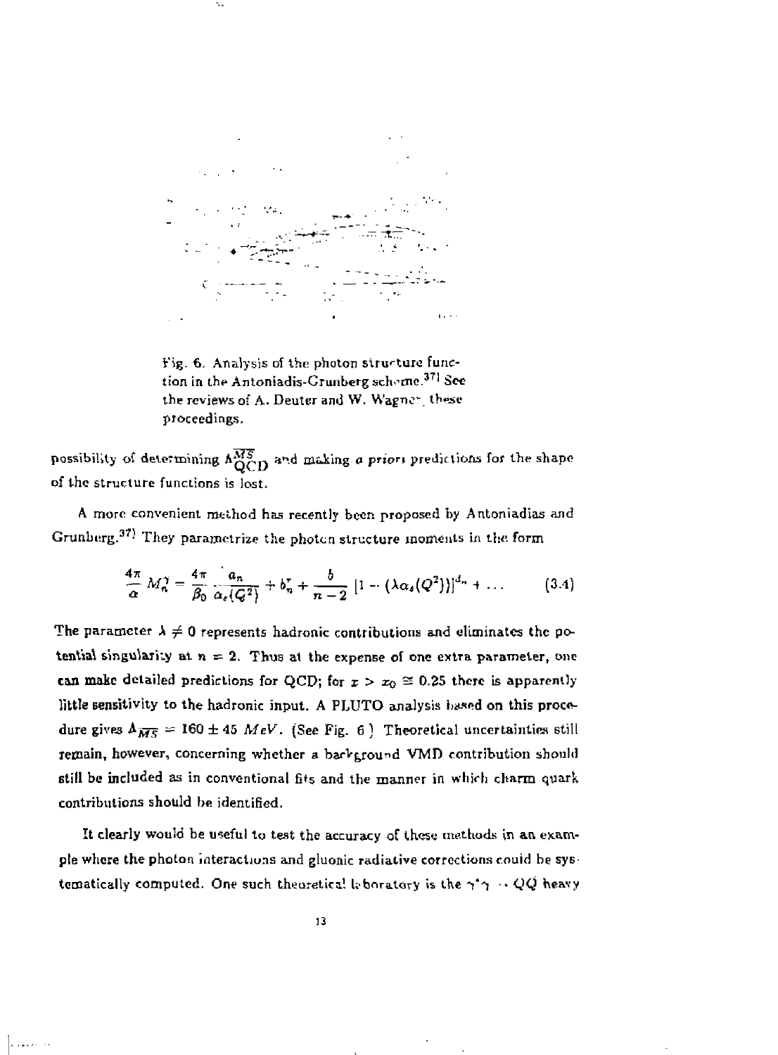Fig. 6. Analysis of the photon structure function in the Antoniadis-Grunberg scheme.[37] See the reviews of A. Deuter and W. Wagner, these proceedings.

possibility of determining $\Lambda_{QCD}^{\overline{MS}}$ and making *a priori* predictions for the shape of the structure functions is lost.

A more convenient method has recently been proposed by Antoniadias and Grunberg.[37] They parametrize the photon structure moments in the form

$$\frac{4\pi}{\alpha} M_n^\gamma = \frac{4\pi}{\beta_0} \frac{a_n}{\alpha_s(Q^2)} + b_n^\tau + \frac{b}{n-2} \left[1 - (\lambda \alpha_s(Q^2))\right]^{d_n} + \ldots \qquad (3.4)$$

The parameter $\lambda \neq 0$ represents hadronic contributions and eliminates the potential singularity at $n = 2$. Thus at the expense of one extra parameter, one can make detailed predictions for QCD; for $x > x_0 \cong 0.25$ there is apparently little sensitivity to the hadronic input. A PLUTO analysis based on this procedure gives $\Lambda_{\overline{MS}} = 160 \pm 45$ $MeV$. (See Fig. 6.) Theoretical uncertainties still remain, however, concerning whether a background VMD contribution should still be included as in conventional fits and the manner in which charm quark contributions should be identified.

It clearly would be useful to test the accuracy of these methods in an example where the photon interactions and gluonic radiative corrections could be systematically computed. One such theoretical laboratory is the $\gamma^*\gamma \to Q\bar{Q}$ heavy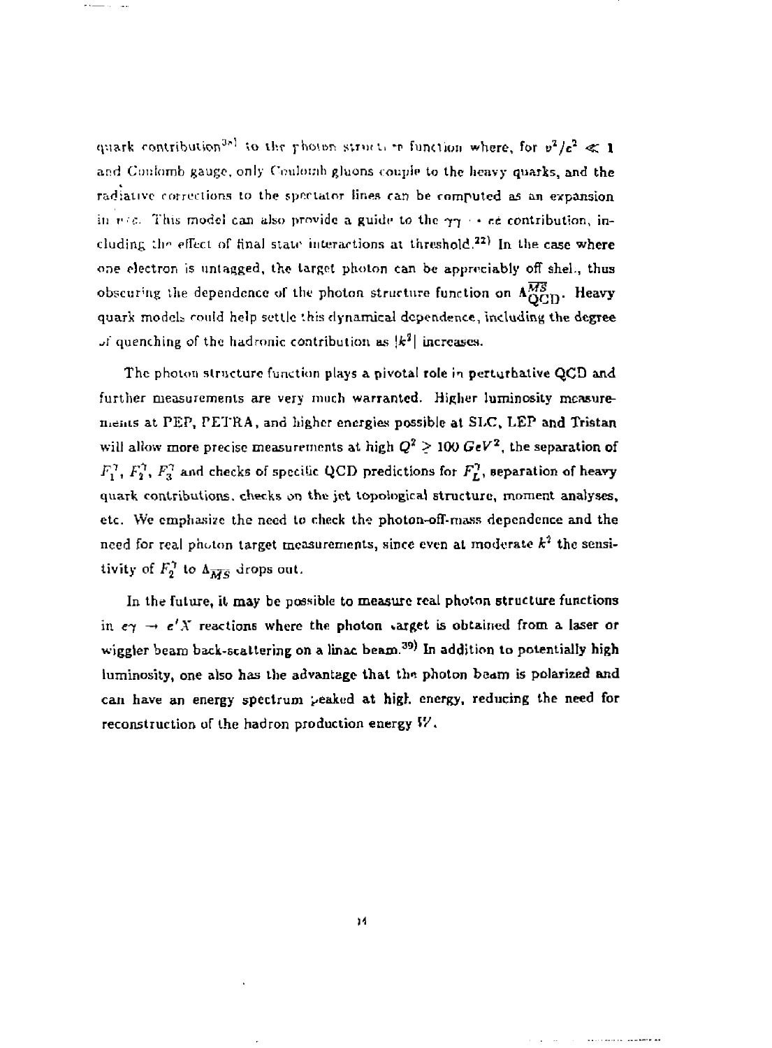quark contribution[38] to the photon structure function where, for $v^2/c^2 \ll 1$ and Coulomb gauge, only Coulomb gluons couple to the heavy quarks, and the radiative corrections to the spectator lines can be computed as an expansion in $v/c$. This model can also provide a guide to the $\gamma\gamma \to c\bar{c}$ contribution, including the effect of final state interactions at threshold.[22] In the case where one electron is untagged, the target photon can be appreciably off shell, thus obscuring the dependence of the photon structure function on $\Lambda_{\rm QCD}^{\overline{MS}}$. Heavy quark models could help settle this dynamical dependence, including the degree of quenching of the hadronic contribution as $|k^2|$ increases.

The photon structure function plays a pivotal role in perturbative QCD and further measurements are very much warranted. Higher luminosity measurements at PEP, PETRA, and higher energies possible at SLC, LEP and Tristan will allow more precise measurements at high $Q^2 \geq 100\ GeV^2$, the separation of $F_1^\gamma$, $F_2^\gamma$, $F_3^\gamma$ and checks of specific QCD predictions for $F_L^\gamma$, separation of heavy quark contributions, checks on the jet topological structure, moment analyses, etc. We emphasize the need to check the photon-off-mass dependence and the need for real photon target measurements, since even at moderate $k^2$ the sensitivity of $F_2^\gamma$ to $\Lambda_{\overline{MS}}$ drops out.

In the future, it may be possible to measure real photon structure functions in $e\gamma \to e'X$ reactions where the photon target is obtained from a laser or wiggler beam back-scattering on a linac beam.[39] In addition to potentially high luminosity, one also has the advantage that the photon beam is polarized and can have an energy spectrum peaked at high energy, reducing the need for reconstruction of the hadron production energy $W$.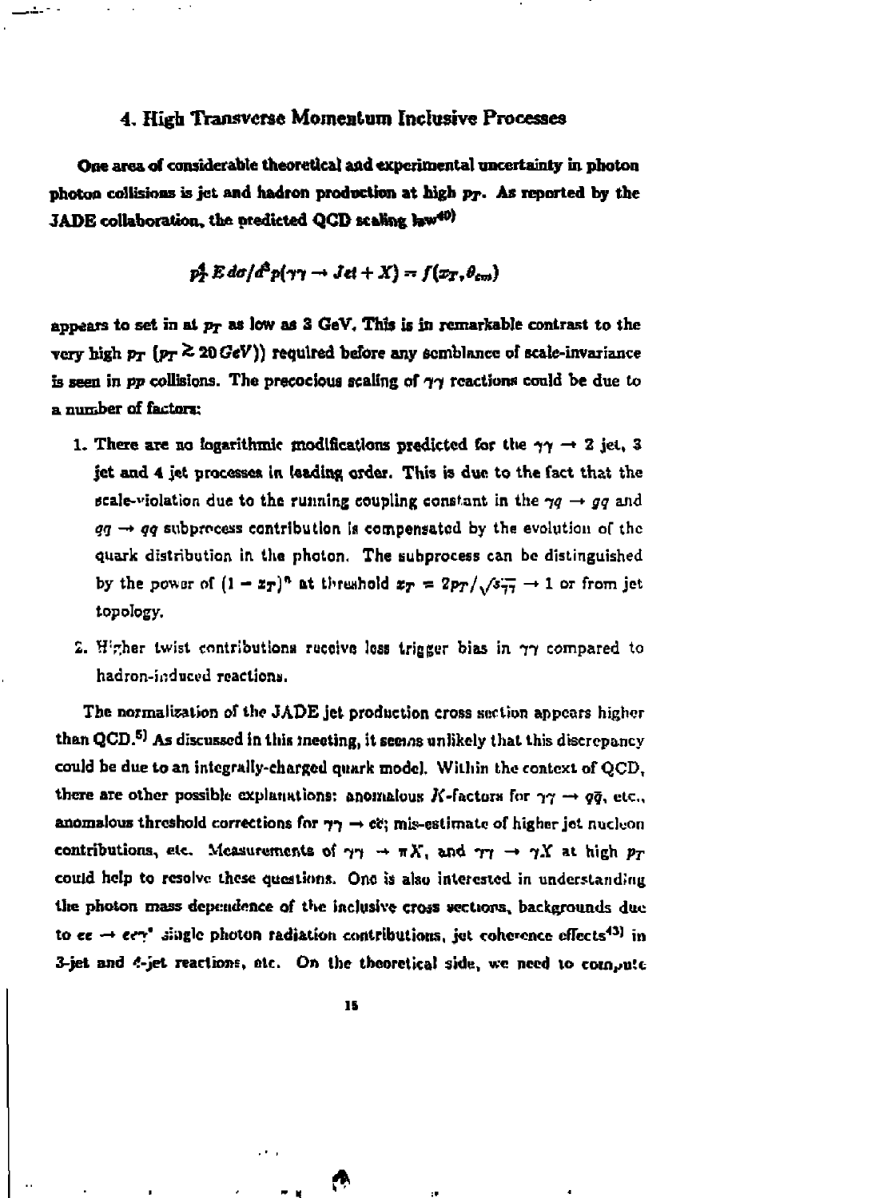## 4. High Transverse Momentum Inclusive Processes

One area of considerable theoretical and experimental uncertainty in photon photon collisions is jet and hadron production at high $p_T$. As reported by the JADE collaboration, the predicted QCD scaling law[40]

$$p_T^4\, E\, d\sigma/d^3p(\gamma\gamma \to Jet + X) = f(x_T, \theta_{cm})$$

appears to set in at $p_T$ as low as 3 GeV. This is in remarkable contrast to the very high $p_T$ ($p_T \gtrsim 20\, GeV$)) required before any semblance of scale-invariance is seen in $pp$ collisions. The precocious scaling of $\gamma\gamma$ reactions could be due to a number of factors:

1. There are no logarithmic modifications predicted for the $\gamma\gamma \to 2$ jet, 3 jet and 4 jet processes in leading order. This is due to the fact that the scale-violation due to the running coupling constant in the $\gamma q \to gq$ and $qq \to qq$ subprocess contribution is compensated by the evolution of the quark distribution in the photon. The subprocess can be distinguished by the power of $(1 - x_T)^n$ at threshold $x_T = 2p_T/\sqrt{s_{\gamma\gamma}} \to 1$ or from jet topology.
2. Higher twist contributions receive less trigger bias in $\gamma\gamma$ compared to hadron-induced reactions.

The normalization of the JADE jet production cross section appears higher than QCD.[5] As discussed in this meeting, it seems unlikely that this discrepancy could be due to an integrally-charged quark model. Within the context of QCD, there are other possible explanations: anomalous $K$-factors for $\gamma\gamma \to q\bar{q}$, etc., anomalous threshold corrections for $\gamma\gamma \to c\bar{c}$; mis-estimate of higher jet nucleon contributions, etc. Measurements of $\gamma\gamma \to \pi X$, and $\gamma\gamma \to \gamma X$ at high $p_T$ could help to resolve these questions. One is also interested in understanding the photon mass dependence of the inclusive cross sections, backgrounds due to $ee \to ee\gamma^*$ single photon radiation contributions, jet coherence effects[43] in 3-jet and 4-jet reactions, etc. On the theoretical side, we need to compute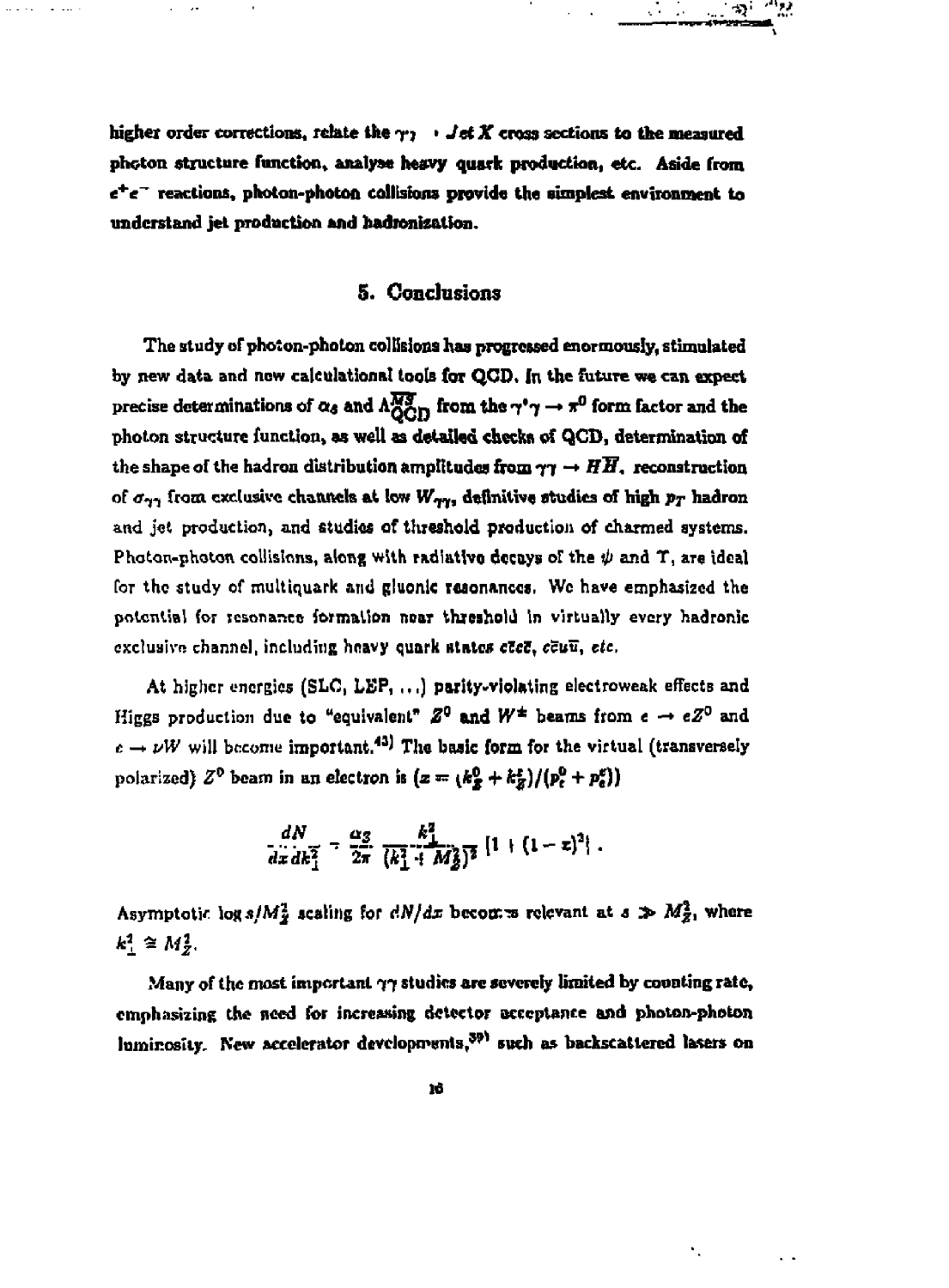higher order corrections, relate the $\gamma\gamma \to Jet\,X$ cross sections to the measured photon structure function, analyse heavy quark production, etc. Aside from $e^+e^-$ reactions, photon-photon collisions provide the simplest environment to understand jet production and hadronization.

## 5. Conclusions

The study of photon-photon collisions has progressed enormously, stimulated by new data and new calculational tools for QCD. In the future we can expect precise determinations of $\alpha_s$ and $\Lambda_{QCD}^{\overline{MS}}$ from the $\gamma^*\gamma \to \pi^0$ form factor and the photon structure function, as well as detailed checks of QCD, determination of the shape of the hadron distribution amplitudes from $\gamma\gamma \to H\overline{H}$, reconstruction of $\sigma_{\gamma\gamma}$ from exclusive channels at low $W_{\gamma\gamma}$, definitive studies of high $p_T$ hadron and jet production, and studies of threshold production of charmed systems. Photon-photon collisions, along with radiative decays of the $\psi$ and $\Upsilon$, are ideal for the study of multiquark and gluonic resonances. We have emphasized the potential for resonance formation near threshold in virtually every hadronic exclusive channel, including heavy quark states $c\bar{c}c\bar{c}$, $c\bar{c}u\bar{u}$, *etc.*

At higher energies (SLC, LEP, ...) parity-violating electroweak effects and Higgs production due to "equivalent" $Z^0$ and $W^{\pm}$ beams from $e \to eZ^0$ and $e \to \nu W$ will become important.[43] The basic form for the virtual (transversely polarized) $Z^0$ beam in an electron is ($x = (k_Z^0 + k_Z^z)/(p_e^0 + p_e^z)$)

$$\frac{dN}{dx\,dk_\perp^2} = \frac{\alpha_Z}{2\pi}\,\frac{k_\perp^2}{(k_\perp^2 + M_Z^2)^2}\,[1 + (1-x)^2]\ .$$

Asymptotic $\log s/M_Z^2$ scaling for $dN/dx$ becomes relevant at $s \gg M_Z^2$, where $k_\perp^2 \cong M_Z^2$.

Many of the most important $\gamma\gamma$ studies are severely limited by counting rate, emphasizing the need for increasing detector acceptance and photon-photon luminosity. New accelerator developments,[39] such as backscattered lasers on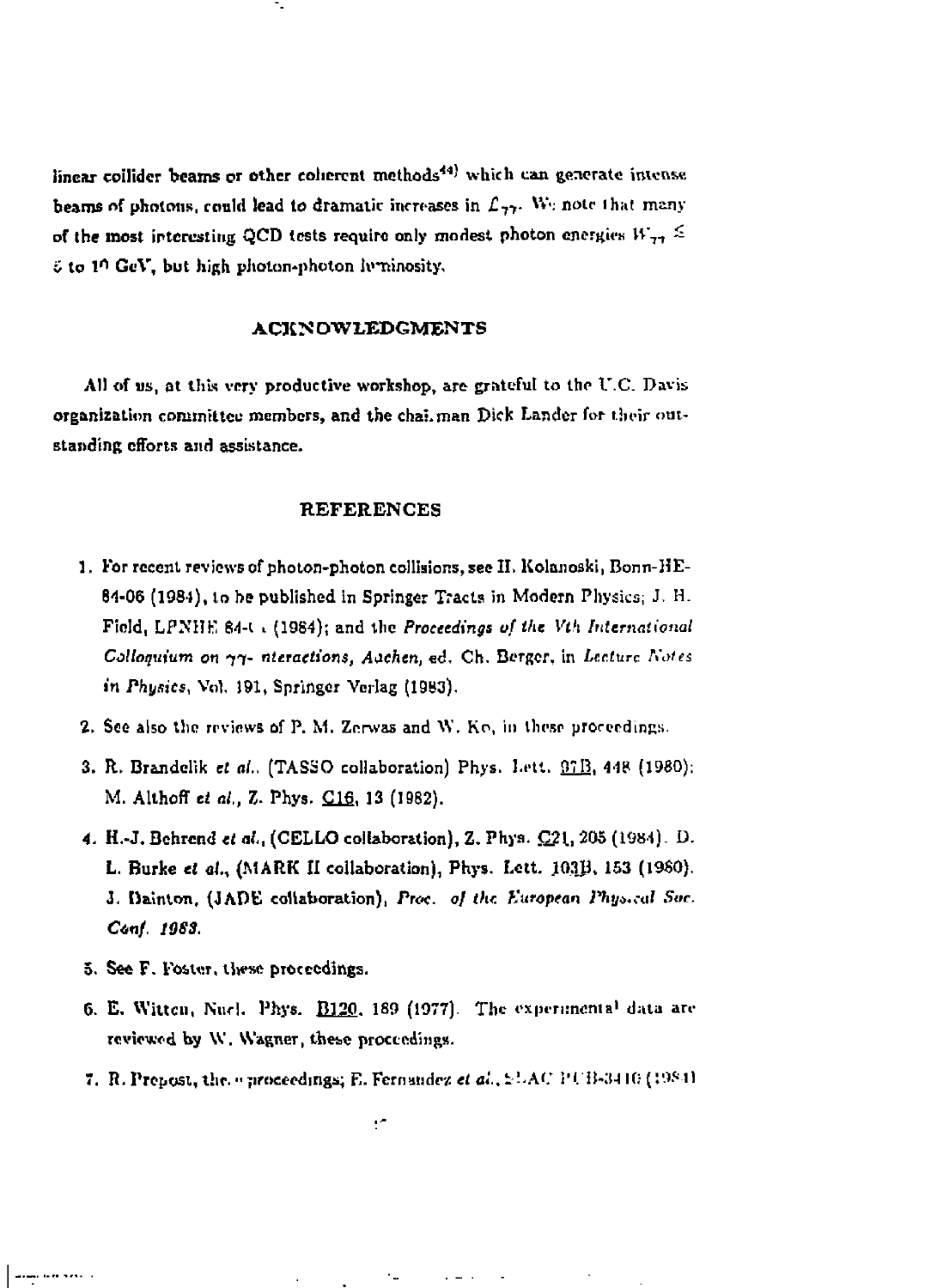linear collider beams or other coherent methods[44] which can generate intense beams of photons, could lead to dramatic increases in $\mathcal{L}_{\gamma\gamma}$. We note that many of the most interesting QCD tests require only modest photon energies $W_{\gamma\gamma} \lesssim 5$ to 10 GeV, but high photon-photon luminosity.

## ACKNOWLEDGMENTS

All of us, at this very productive workshop, are grateful to the U.C. Davis organization committee members, and the chairman Dick Lander for their outstanding efforts and assistance.

## REFERENCES

1. For recent reviews of photon-photon collisions, see H. Kolanoski, Bonn-HE-84-06 (1984), to be published in Springer Tracts in Modern Physics; J. H. Field, LPNHE 84-( . (1984); and the *Proceedings of the Vth International Colloquium on γγ- nteractions, Aachen*, ed. Ch. Berger, in *Lecture Notes in Physics*, Vol. 191, Springer Verlag (1983).
2. See also the reviews of P. M. Zerwas and W. Ko, in these proceedings.
3. R. Brandelik *et al.*, (TASSO collaboration) Phys. Lett. 97B, 448 (1980); M. Althoff *et al.*, Z. Phys. C16, 13 (1982).
4. H.-J. Behrend *et al.*, (CELLO collaboration), Z. Phys. C21, 205 (1984). D. L. Burke *et al.*, (MARK II collaboration), Phys. Lett. 103B, 153 (1980). J. Dainton, (JADE collaboration), *Proc. of the European Physical Soc. Conf. 1983.*
5. See F. Foster, these proceedings.
6. E. Witten, Nucl. Phys. B120, 189 (1977). The experimental data are reviewed by W. Wagner, these proceedings.
7. R. Prepost, these proceedings; E. Fernandez *et al.*, SLAC PUB-3410 (1984)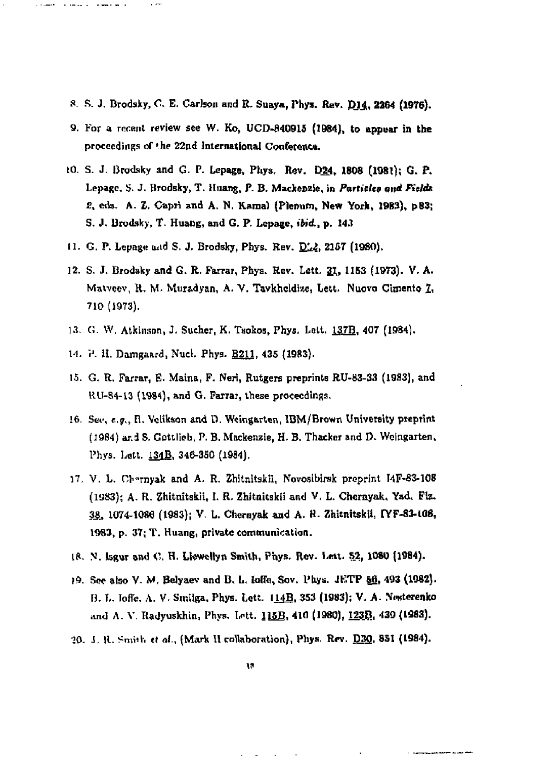8. S. J. Brodsky, C. E. Carlson and R. Suaya, Phys. Rev. D14, 2264 (1976).

9. For a recent review see W. Ko, UCD-840915 (1984), to appear in the proceedings of the 22nd International Conference.

10. S. J. Brodsky and G. P. Lepage, Phys. Rev. D24, 1808 (1981); G. P. Lepage, S. J. Brodsky, T. Huang, P. B. Mackenzie, in *Particles and Fields 2*, eds. A. Z. Capri and A. N. Kamal (Plenum, New York, 1983), p83; S. J. Brodsky, T. Huang, and G. P. Lepage, *ibid.*, p. 143

11. G. P. Lepage and S. J. Brodsky, Phys. Rev. D22, 2157 (1980).

12. S. J. Brodsky and G. R. Farrar, Phys. Rev. Lett. 31, 1153 (1973). V. A. Matveev, R. M. Muradyan, A. V. Tavkheldize, Lett. Nuovo Cimento 7, 710 (1973).

13. G. W. Atkinson, J. Sucher, K. Tsokos, Phys. Lett. 137B, 407 (1984).

14. P. H. Damgaard, Nucl. Phys. B211, 435 (1983).

15. G. R. Farrar, E. Maina, F. Neri, Rutgers preprints RU-83-33 (1983), and RU-84-13 (1984), and G. Farrar, these proceedings.

16. See, *e.g.*, B. Velikson and D. Weingarten, IBM/Brown University preprint (1984) and S. Gottlieb, P. B. Mackenzie, H. B. Thacker and D. Weingarten, Phys. Lett. 134B, 346-350 (1984).

17. V. L. Chernyak and A. R. Zhitnitskii, Novosibirsk preprint I4F-83-108 (1983); A. R. Zhitnitskii, I. R. Zhitnitskii and V. L. Chernyak, Yad. Fiz. 38, 1074-1086 (1983); V. L. Chernyak and A. R. Zhitnitskii, IYF-83-108, 1983, p. 37; T. Huang, private communication.

18. N. Isgur and C. H. Llewellyn Smith, Phys. Rev. Lett. 52, 1080 (1984).

19. See also V. M. Belyaev and B. L. Ioffe, Sov. Phys. JETP 56, 493 (1982). B. L. Ioffe, A. V. Smilga, Phys. Lett. 114B, 353 (1983); V. A. Nesterenko and A. V. Radyuskhin, Phys. Lett. 115B, 410 (1980), 123B, 439 (1983).

20. J. R. Smith *et al.*, (Mark II collaboration), Phys. Rev. D30, 851 (1984).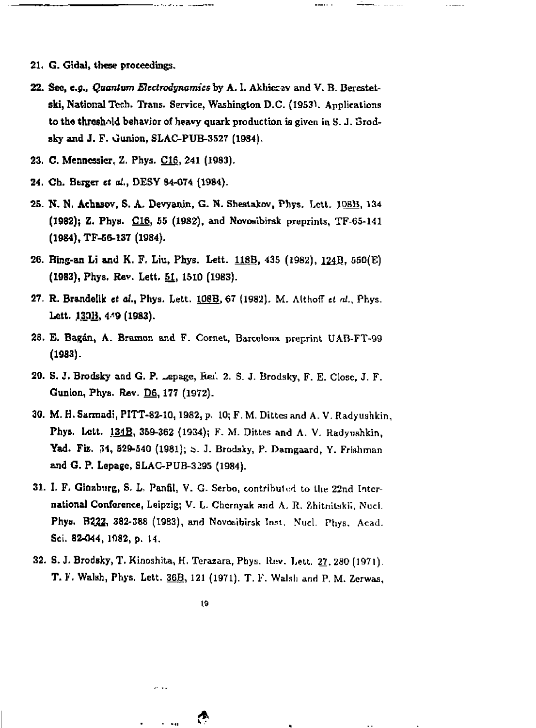21. G. Gidal, these proceedings.

22. See, *e.g.*, *Quantum Electrodynamics* by A. I. Akhiezer and V. B. Berestetski, National Tech. Trans. Service, Washington D.C. (1953). Applications to the threshold behavior of heavy quark production is given in S. J. Brodsky and J. F. Gunion, SLAC-PUB-3527 (1984).

23. C. Mennessier, Z. Phys. C16, 241 (1983).

24. Ch. Berger *et al.*, DESY 84-074 (1984).

25. N. N. Achasov, S. A. Devyanin, G. N. Shestakov, Phys. Lett. 108B, 134 (1982); Z. Phys. C16, 55 (1982), and Novosibirsk preprints, TF-65-141 (1984), TF-56-137 (1984).

26. Bing-an Li and K. F. Liu, Phys. Lett. 118B, 435 (1982), 124B, 550(E) (1983), Phys. Rev. Lett. 51, 1510 (1983).

27. R. Brandelik *et al.*, Phys. Lett. 108B, 67 (1982). M. Althoff *et al.*, Phys. Lett. 130B, 449 (1983).

28. E. Bagán, A. Bramon and F. Cornet, Barcelona preprint UAB-FT-99 (1983).

29. S. J. Brodsky and G. P. Lepage, Ref. 2. S. J. Brodsky, F. E. Close, J. F. Gunion, Phys. Rev. D6, 177 (1972).

30. M. H. Sarmadi, PITT-82-10, 1982, p. 10; F. M. Dittes and A. V. Radyushkin, Phys. Lett. 134B, 359-362 (1934); F. M. Dittes and A. V. Radyushkin, Yad. Fiz. 34, 529-540 (1981); S. J. Brodsky, P. Damgaard, Y. Frishman and G. P. Lepage, SLAC-PUB-3295 (1984).

31. I. F. Ginzburg, S. L. Panfil, V. G. Serbo, contributed to the 22nd International Conference, Leipzig; V. L. Chernyak and A. R. Zhitnitskii, Nucl. Phys. B222, 382-388 (1983), and Novosibirsk Inst. Nucl. Phys. Acad. Sci. 82-044, 1982, p. 14.

32. S. J. Brodsky, T. Kinoshita, H. Terazawa, Phys. Rev. Lett. 27, 280 (1971). T. F. Walsh, Phys. Lett. 36B, 121 (1971). T. F. Walsh and P. M. Zerwas,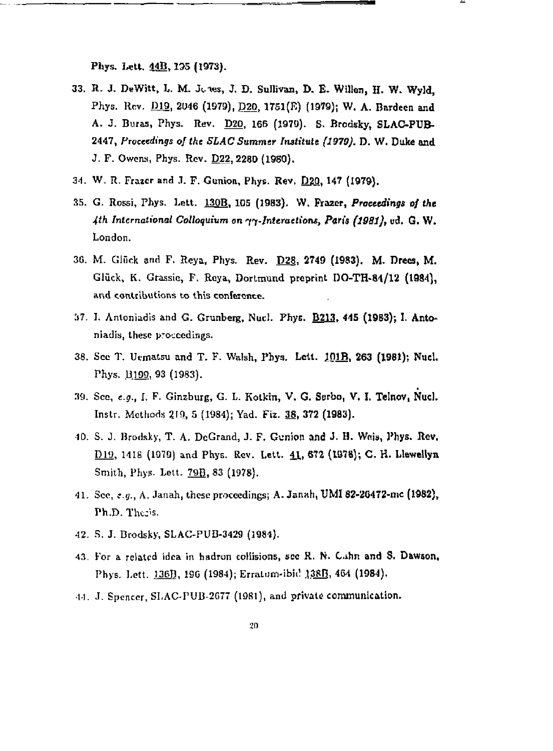Phys. Lett. 44B, 195 (1973).

33. R. J. DeWitt, L. M. Jones, J. D. Sullivan, D. E. Willen, H. W. Wyld, Phys. Rev. D19, 2046 (1979), D20, 1751(E) (1979); W. A. Bardeen and A. J. Buras, Phys. Rev. D20, 166 (1979). S. Brodsky, SLAC-PUB-2447, *Proceedings of the SLAC Summer Institute (1979)*. D. W. Duke and J. F. Owens, Phys. Rev. D22, 2280 (1980).

34. W. R. Frazer and J. F. Gunion, Phys. Rev. D20, 147 (1979).

35. G. Rossi, Phys. Lett. 130B, 105 (1983). W. Frazer, *Proceedings of the 4th International Colloquium on $\gamma\gamma$-Interactions, Paris (1981)*, ed. G. W. London.

36. M. Glück and E. Reya, Phys. Rev. D28, 2749 (1983). M. Drees, M. Glück, K. Grassie, E. Reya, Dortmund preprint DO-TH-84/12 (1984), and contributions to this conference.

37. I. Antoniadis and G. Grunberg, Nucl. Phys. B213, 445 (1983); I. Antoniadis, these proceedings.

38. See T. Uematsu and T. F. Walsh, Phys. Lett. 101B, 263 (1981); Nucl. Phys. B199, 93 (1983).

39. See, *e.g.*, I. F. Ginzburg, G. L. Kotkin, V. G. Serbo, V. I. Telnov, Nucl. Instr. Methods 219, 5 (1984); Yad. Fiz. 38, 372 (1983).

40. S. J. Brodsky, T. A. DeGrand, J. F. Gunion and J. H. Weis, Phys. Rev. D19, 1418 (1979) and Phys. Rev. Lett. 41, 672 (1978); C. H. Llewellyn Smith, Phys. Lett. 79B, 83 (1978).

41. See, *e.g.*, A. Janah, these proceedings; A. Janah, UMI 82-26472-mc (1982), Ph.D. Thesis.

42. S. J. Brodsky, SLAC-PUB-3429 (1984).

43. For a related idea in hadron collisions, see R. N. Cahn and S. Dawson, Phys. Lett. 136B, 196 (1984); Erratum-ibid 138B, 464 (1984).

44. J. Spencer, SLAC-PUB-2677 (1981), and private communication.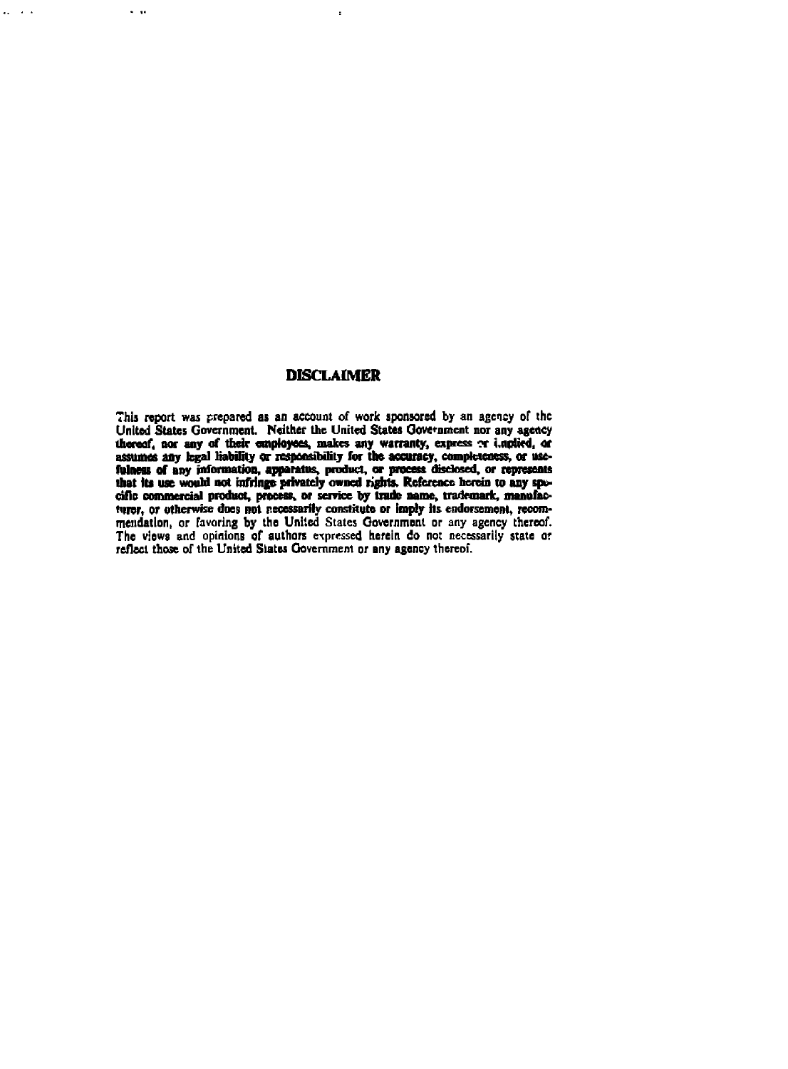## DISCLAIMER

This report was prepared as an account of work sponsored by an agency of the United States Government. Neither the United States Government nor any agency thereof, nor any of their employees, makes any warranty, express or implied, or assumes any legal liability or responsibility for the accuracy, completeness, or usefulness of any information, apparatus, product, or process disclosed, or represents that its use would not infringe privately owned rights. Reference herein to any specific commercial product, process, or service by trade name, trademark, manufacturer, or otherwise does not necessarily constitute or imply its endorsement, recommendation, or favoring by the United States Government or any agency thereof. The views and opinions of authors expressed herein do not necessarily state or reflect those of the United States Government or any agency thereof.